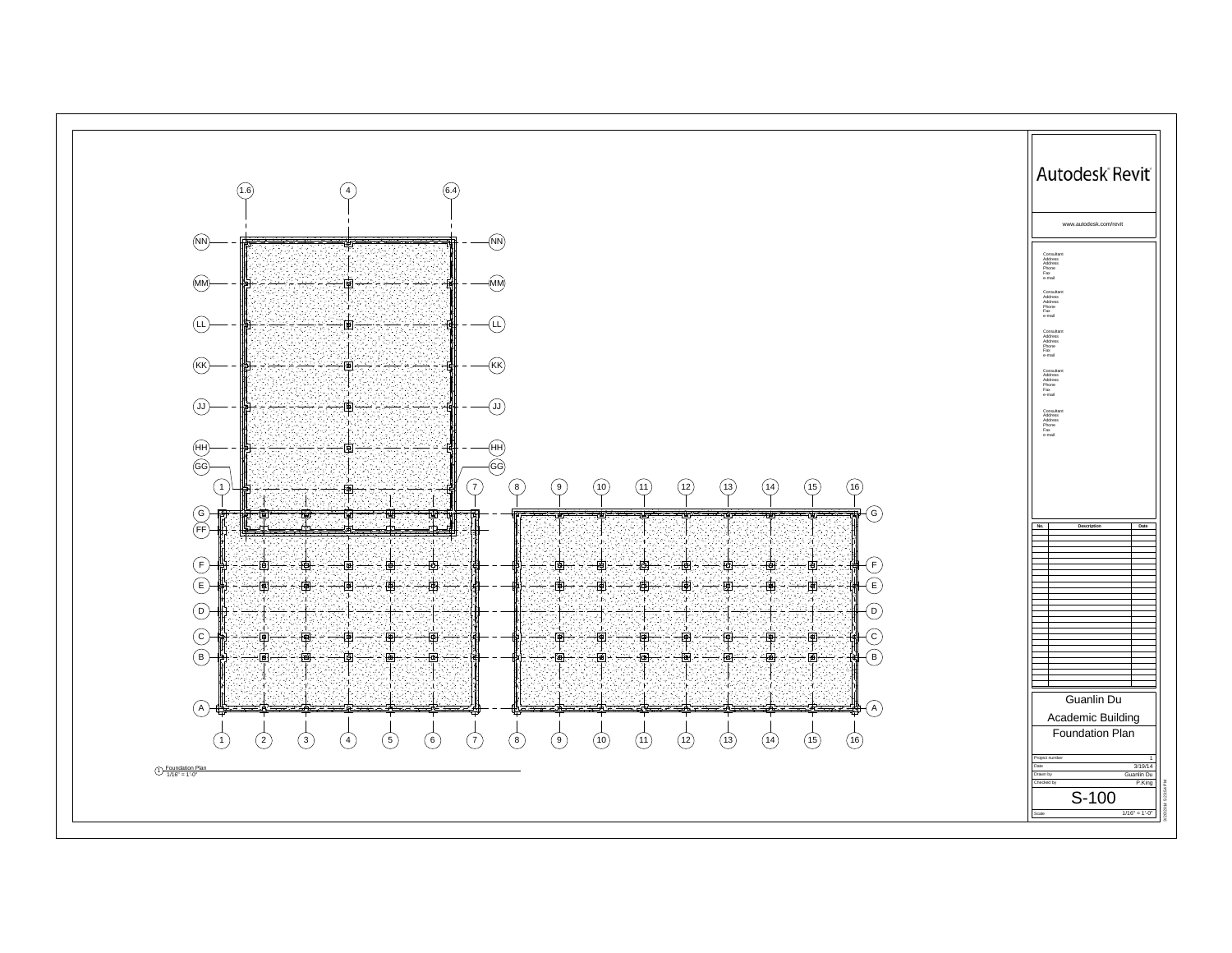Autodesk® Revit®

www.autodesk.com/revit

Consultant
Address
Address
Phone
Fax
e-mail

Consultant
Address
Address
Phone
Fax
e-mail

Consultant
Address
Address
Phone
Fax
e-mail

Consultant
Address
Address
Phone
Fax
e-mail

Consultant
Address
Address
Phone
Fax
e-mail

| No. | Description | Date |
| --- | --- | --- |

Guanlin Du

Academic Building

Foundation Plan

| | |
| --- | --- |
| Project number | 1 |
| Date | 3/19/14 |
| Drawn by | Guanlin Du |
| Checked by | P.King |

S-100

Scale 1/16" = 1'-0"

1 Foundation Plan
1/16" = 1'-0"

Grid lines: 1.6, 4, 6.4; NN, MM, LL, KK, JJ, HH, GG; 1, 2, 3, 4, 5, 6, 7, 8, 9, 10, 11, 12, 13, 14, 15, 16; G, FF, F, E, D, C, B, A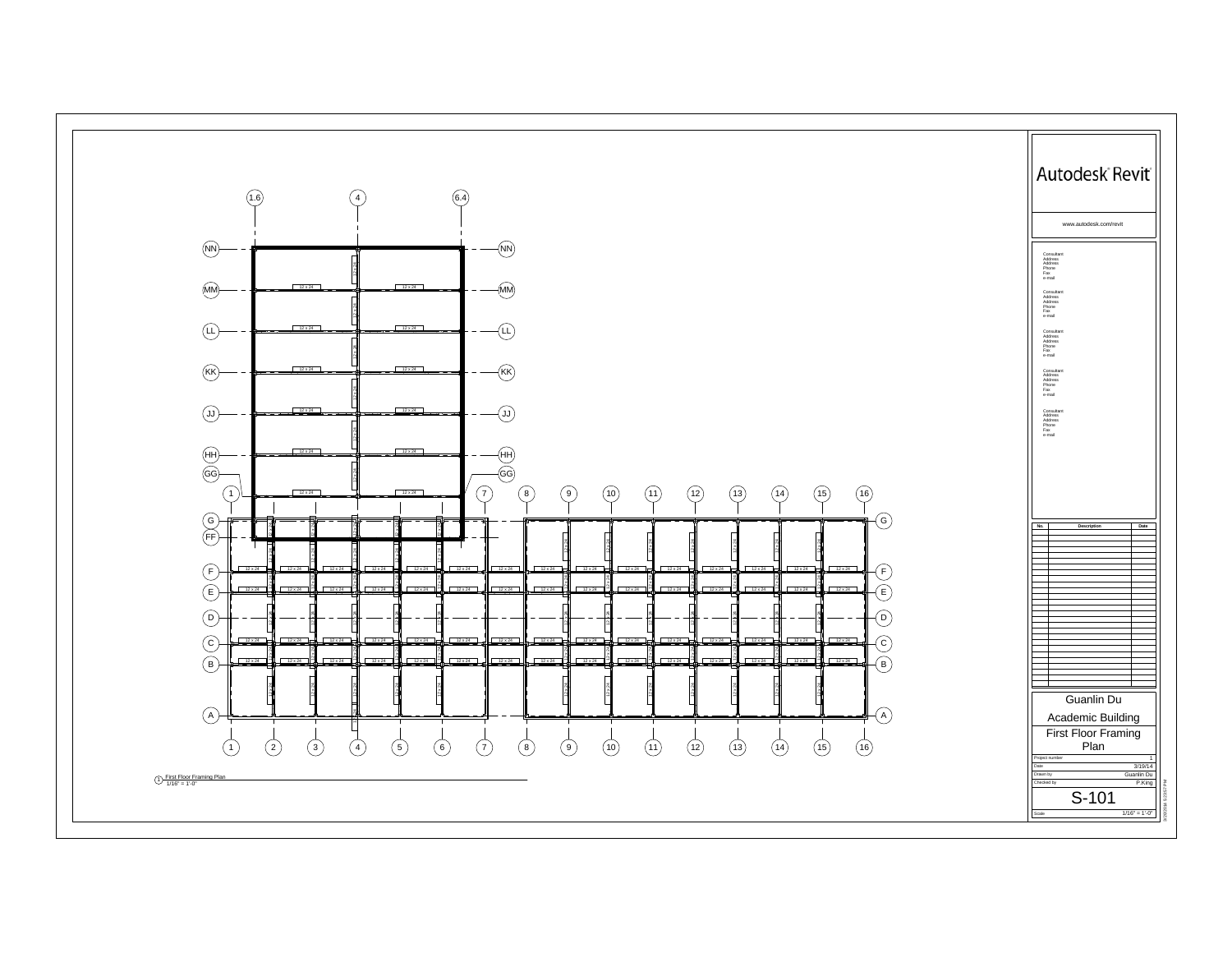Autodesk® Revit®

www.autodesk.com/revit

Consultant
Address
Address
Phone
Fax
e-mail

Consultant
Address
Address
Phone
Fax
e-mail

Consultant
Address
Address
Phone
Fax
e-mail

Consultant
Address
Address
Phone
Fax
e-mail

Consultant
Address
Address
Phone
Fax
e-mail

| No. | Description | Date |
| --- | --- | --- |

Guanlin Du

Academic Building

First Floor Framing Plan

| | |
| --- | --- |
| Project number | 1 |
| Date | 3/19/14 |
| Drawn by | Guanlin Du |
| Checked by | P.King |

S-101

Scale 1/16" = 1'-0"

3/20/2014 5:23:57 PM

1 First Floor Framing Plan
1/16" = 1'-0"

1.6 4 6.4

NN MM LL KK JJ HH GG G FF F E D C B A

1 2 3 4 5 6 7 8 9 10 11 12 13 14 15 16

12 x 24